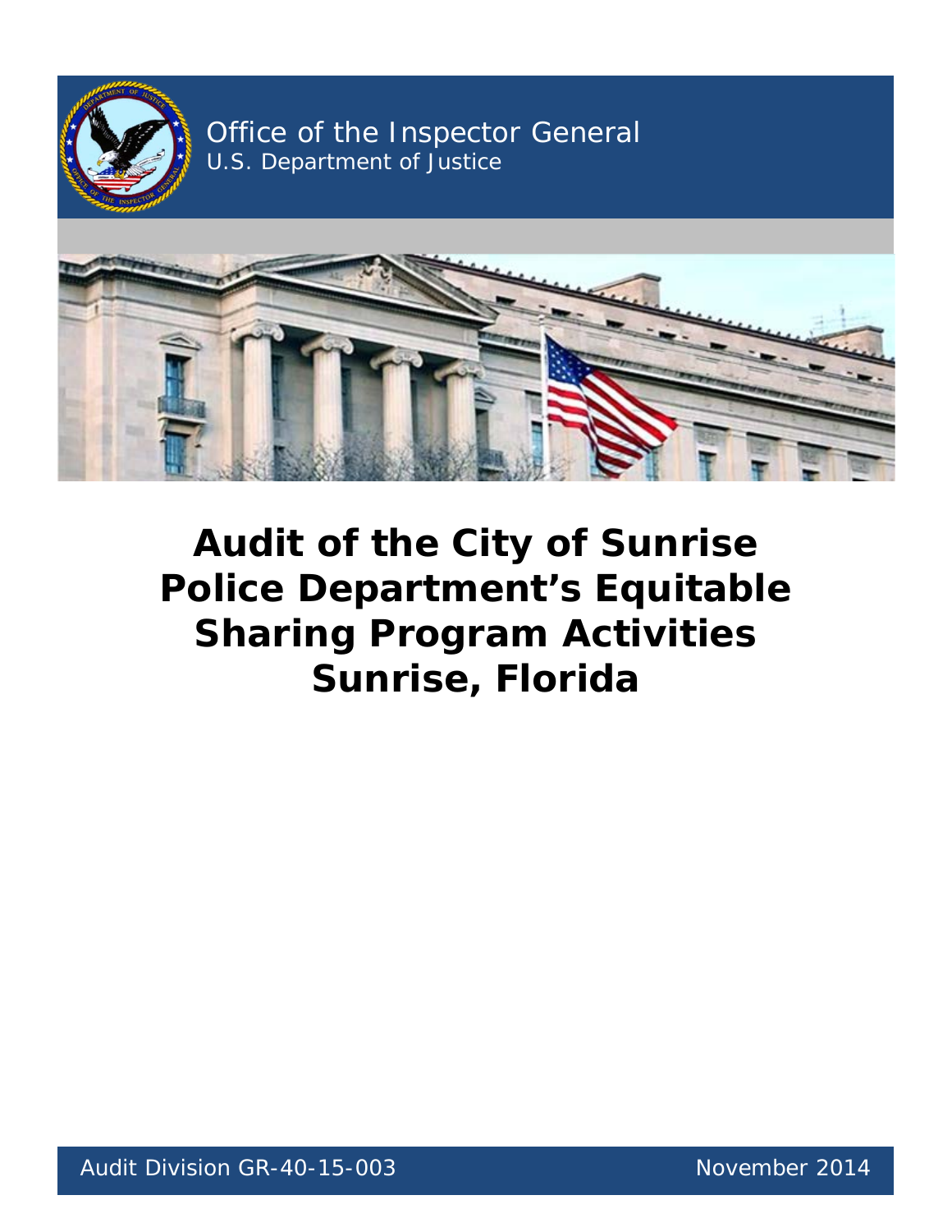Office of the Inspector General
U.S. Department of Justice

# Audit of the City of Sunrise Police Department's Equitable Sharing Program Activities Sunrise, Florida

Audit Division GR-40-15-003

November 2014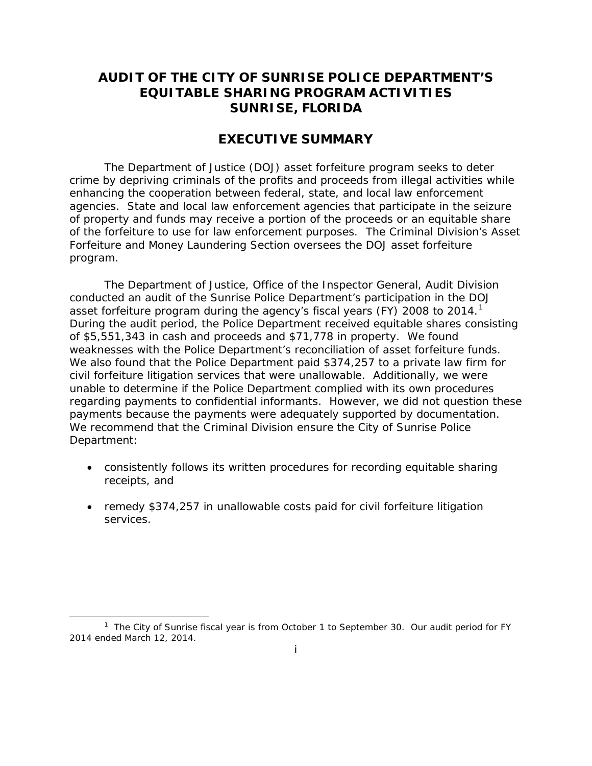# AUDIT OF THE CITY OF SUNRISE POLICE DEPARTMENT'S EQUITABLE SHARING PROGRAM ACTIVITIES SUNRISE, FLORIDA

## EXECUTIVE SUMMARY

The Department of Justice (DOJ) asset forfeiture program seeks to deter crime by depriving criminals of the profits and proceeds from illegal activities while enhancing the cooperation between federal, state, and local law enforcement agencies. State and local law enforcement agencies that participate in the seizure of property and funds may receive a portion of the proceeds or an equitable share of the forfeiture to use for law enforcement purposes. The Criminal Division's Asset Forfeiture and Money Laundering Section oversees the DOJ asset forfeiture program.

The Department of Justice, Office of the Inspector General, Audit Division conducted an audit of the Sunrise Police Department's participation in the DOJ asset forfeiture program during the agency's fiscal years (FY) 2008 to 2014.[1] During the audit period, the Police Department received equitable shares consisting of $5,551,343 in cash and proceeds and $71,778 in property. We found weaknesses with the Police Department's reconciliation of asset forfeiture funds. We also found that the Police Department paid $374,257 to a private law firm for civil forfeiture litigation services that were unallowable. Additionally, we were unable to determine if the Police Department complied with its own procedures regarding payments to confidential informants. However, we did not question these payments because the payments were adequately supported by documentation. We recommend that the Criminal Division ensure the City of Sunrise Police Department:

- consistently follows its written procedures for recording equitable sharing receipts, and

- remedy $374,257 in unallowable costs paid for civil forfeiture litigation services.

[1] The City of Sunrise fiscal year is from October 1 to September 30. Our audit period for FY 2014 ended March 12, 2014.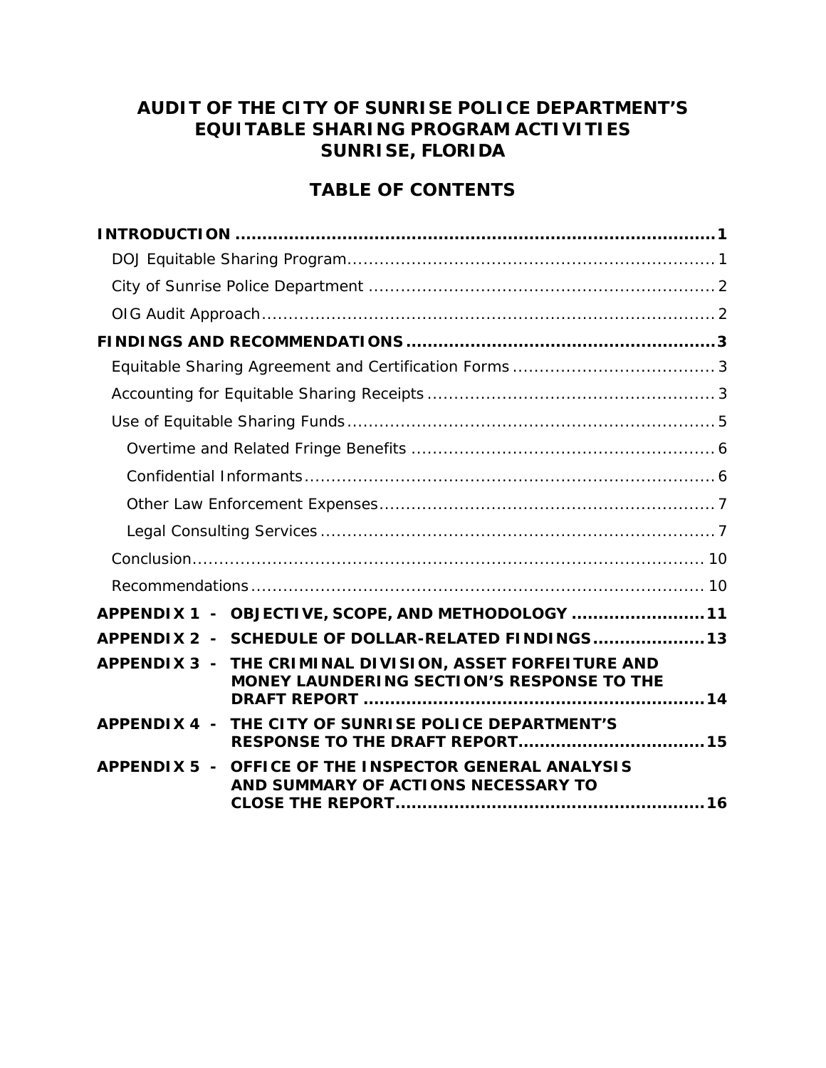# AUDIT OF THE CITY OF SUNRISE POLICE DEPARTMENT'S EQUITABLE SHARING PROGRAM ACTIVITIES SUNRISE, FLORIDA

## TABLE OF CONTENTS

**INTRODUCTION** .......... 1

- DOJ Equitable Sharing Program .......... 1
- City of Sunrise Police Department .......... 2
- OIG Audit Approach .......... 2

**FINDINGS AND RECOMMENDATIONS** .......... 3

- Equitable Sharing Agreement and Certification Forms .......... 3
- Accounting for Equitable Sharing Receipts .......... 3
- Use of Equitable Sharing Funds .......... 5
  - Overtime and Related Fringe Benefits .......... 6
  - Confidential Informants .......... 6
  - Other Law Enforcement Expenses .......... 7
  - Legal Consulting Services .......... 7
- Conclusion .......... 10
- Recommendations .......... 10

**APPENDIX 1 - OBJECTIVE, SCOPE, AND METHODOLOGY** .......... 11

**APPENDIX 2 - SCHEDULE OF DOLLAR-RELATED FINDINGS** .......... 13

**APPENDIX 3 - THE CRIMINAL DIVISION, ASSET FORFEITURE AND MONEY LAUNDERING SECTION'S RESPONSE TO THE DRAFT REPORT** .......... 14

**APPENDIX 4 - THE CITY OF SUNRISE POLICE DEPARTMENT'S RESPONSE TO THE DRAFT REPORT** .......... 15

**APPENDIX 5 - OFFICE OF THE INSPECTOR GENERAL ANALYSIS AND SUMMARY OF ACTIONS NECESSARY TO CLOSE THE REPORT** .......... 16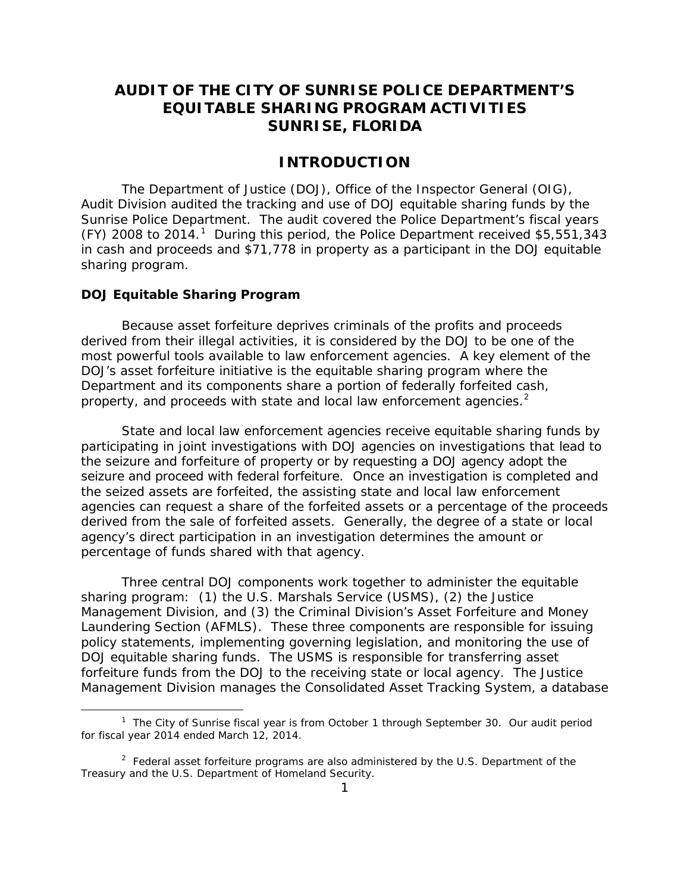# AUDIT OF THE CITY OF SUNRISE POLICE DEPARTMENT'S EQUITABLE SHARING PROGRAM ACTIVITIES SUNRISE, FLORIDA

## INTRODUCTION

The Department of Justice (DOJ), Office of the Inspector General (OIG), Audit Division audited the tracking and use of DOJ equitable sharing funds by the Sunrise Police Department. The audit covered the Police Department's fiscal years (FY) 2008 to 2014.[1] During this period, the Police Department received $5,551,343 in cash and proceeds and $71,778 in property as a participant in the DOJ equitable sharing program.

### DOJ Equitable Sharing Program

Because asset forfeiture deprives criminals of the profits and proceeds derived from their illegal activities, it is considered by the DOJ to be one of the most powerful tools available to law enforcement agencies. A key element of the DOJ's asset forfeiture initiative is the equitable sharing program where the Department and its components share a portion of federally forfeited cash, property, and proceeds with state and local law enforcement agencies.[2]

State and local law enforcement agencies receive equitable sharing funds by participating in joint investigations with DOJ agencies on investigations that lead to the seizure and forfeiture of property or by requesting a DOJ agency adopt the seizure and proceed with federal forfeiture. Once an investigation is completed and the seized assets are forfeited, the assisting state and local law enforcement agencies can request a share of the forfeited assets or a percentage of the proceeds derived from the sale of forfeited assets. Generally, the degree of a state or local agency's direct participation in an investigation determines the amount or percentage of funds shared with that agency.

Three central DOJ components work together to administer the equitable sharing program: (1) the U.S. Marshals Service (USMS), (2) the Justice Management Division, and (3) the Criminal Division's Asset Forfeiture and Money Laundering Section (AFMLS). These three components are responsible for issuing policy statements, implementing governing legislation, and monitoring the use of DOJ equitable sharing funds. The USMS is responsible for transferring asset forfeiture funds from the DOJ to the receiving state or local agency. The Justice Management Division manages the Consolidated Asset Tracking System, a database

[1] The City of Sunrise fiscal year is from October 1 through September 30. Our audit period for fiscal year 2014 ended March 12, 2014.

[2] Federal asset forfeiture programs are also administered by the U.S. Department of the Treasury and the U.S. Department of Homeland Security.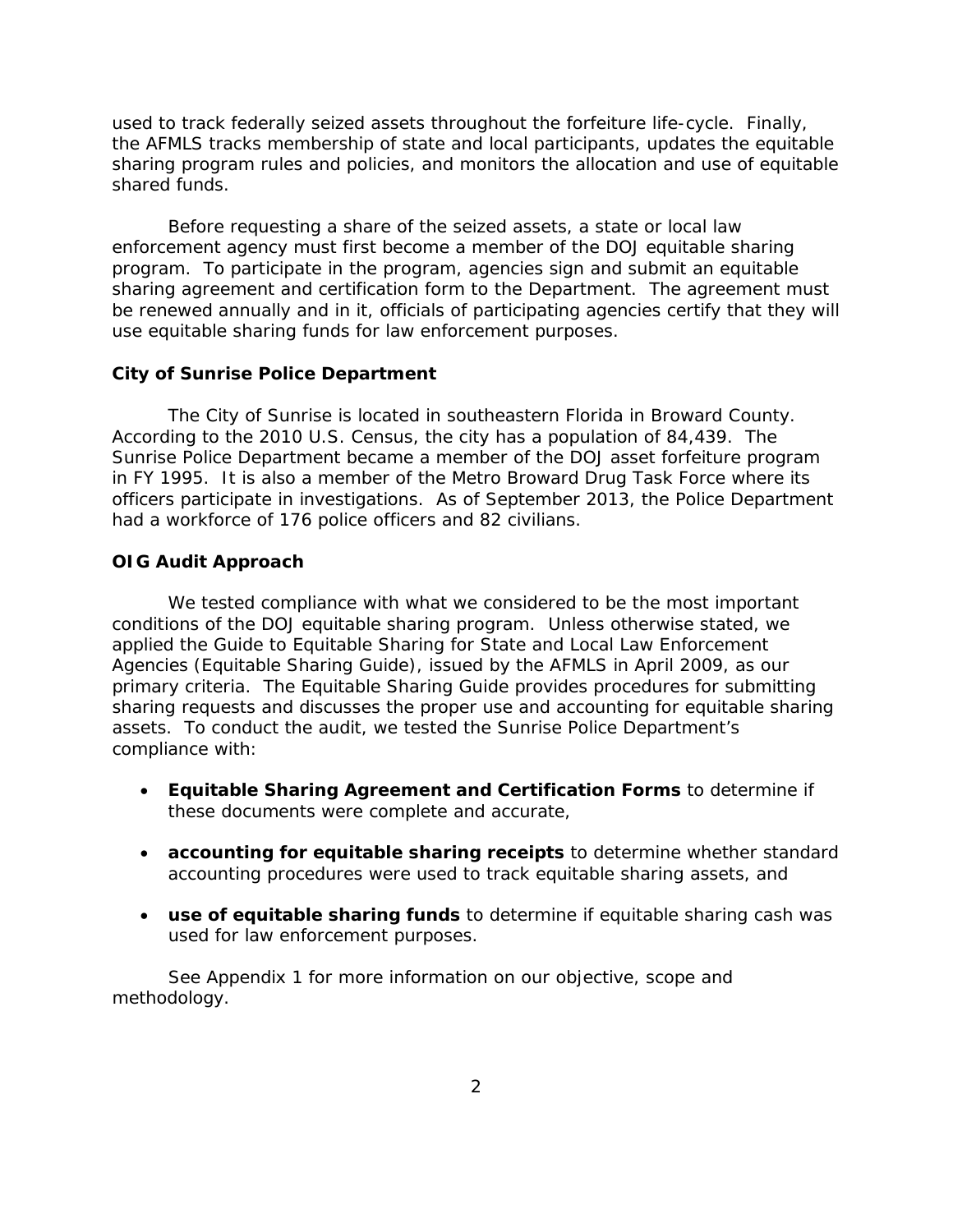used to track federally seized assets throughout the forfeiture life-cycle. Finally, the AFMLS tracks membership of state and local participants, updates the equitable sharing program rules and policies, and monitors the allocation and use of equitable shared funds.

Before requesting a share of the seized assets, a state or local law enforcement agency must first become a member of the DOJ equitable sharing program. To participate in the program, agencies sign and submit an equitable sharing agreement and certification form to the Department. The agreement must be renewed annually and in it, officials of participating agencies certify that they will use equitable sharing funds for law enforcement purposes.

### City of Sunrise Police Department

The City of Sunrise is located in southeastern Florida in Broward County. According to the 2010 U.S. Census, the city has a population of 84,439. The Sunrise Police Department became a member of the DOJ asset forfeiture program in FY 1995. It is also a member of the Metro Broward Drug Task Force where its officers participate in investigations. As of September 2013, the Police Department had a workforce of 176 police officers and 82 civilians.

### OIG Audit Approach

We tested compliance with what we considered to be the most important conditions of the DOJ equitable sharing program. Unless otherwise stated, we applied the Guide to Equitable Sharing for State and Local Law Enforcement Agencies (Equitable Sharing Guide), issued by the AFMLS in April 2009, as our primary criteria. The Equitable Sharing Guide provides procedures for submitting sharing requests and discusses the proper use and accounting for equitable sharing assets. To conduct the audit, we tested the Sunrise Police Department's compliance with:

- **Equitable Sharing Agreement and Certification Forms** to determine if these documents were complete and accurate,
- **accounting for equitable sharing receipts** to determine whether standard accounting procedures were used to track equitable sharing assets, and
- **use of equitable sharing funds** to determine if equitable sharing cash was used for law enforcement purposes.

See Appendix 1 for more information on our objective, scope and methodology.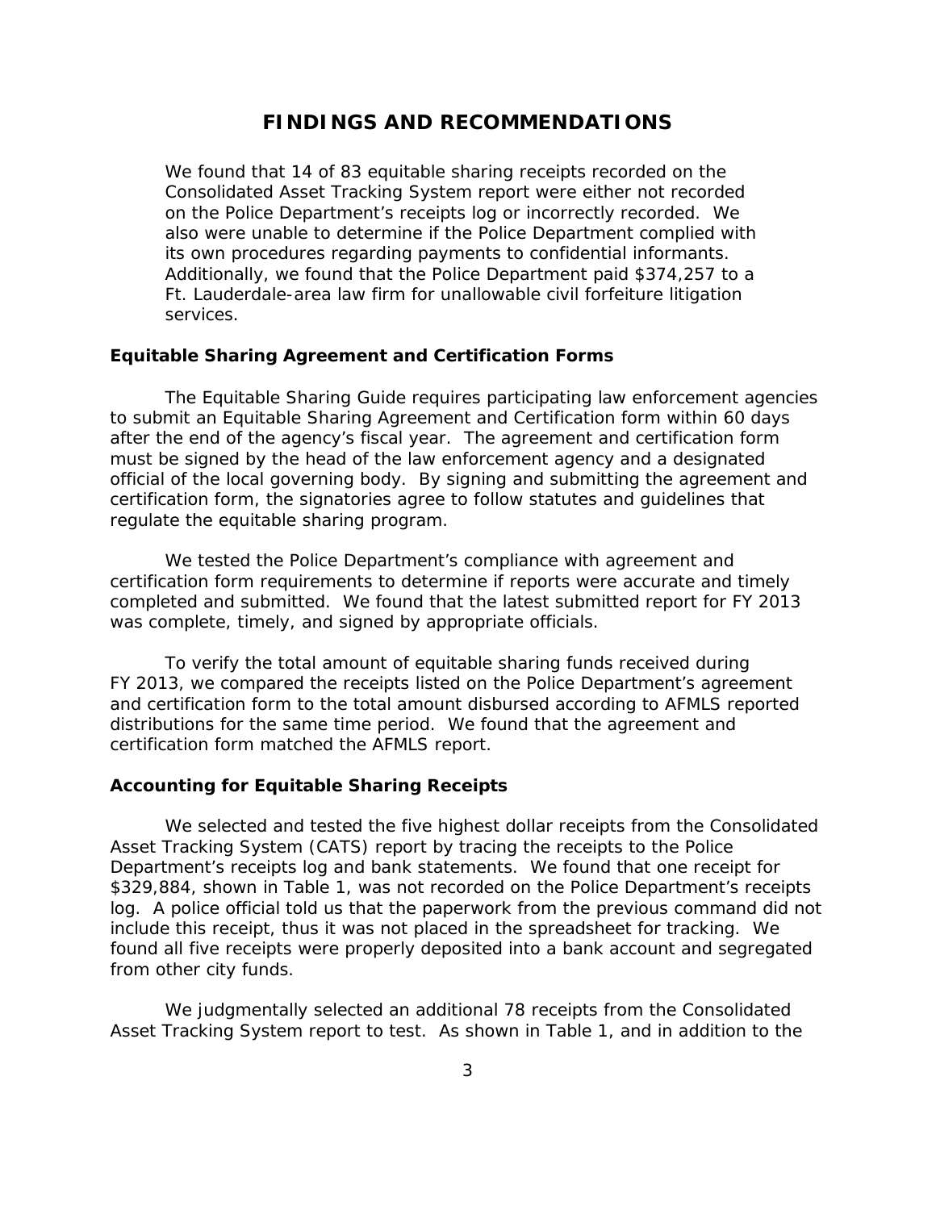# FINDINGS AND RECOMMENDATIONS

We found that 14 of 83 equitable sharing receipts recorded on the Consolidated Asset Tracking System report were either not recorded on the Police Department's receipts log or incorrectly recorded. We also were unable to determine if the Police Department complied with its own procedures regarding payments to confidential informants. Additionally, we found that the Police Department paid $374,257 to a Ft. Lauderdale-area law firm for unallowable civil forfeiture litigation services.

### Equitable Sharing Agreement and Certification Forms

The Equitable Sharing Guide requires participating law enforcement agencies to submit an Equitable Sharing Agreement and Certification form within 60 days after the end of the agency's fiscal year. The agreement and certification form must be signed by the head of the law enforcement agency and a designated official of the local governing body. By signing and submitting the agreement and certification form, the signatories agree to follow statutes and guidelines that regulate the equitable sharing program.

We tested the Police Department's compliance with agreement and certification form requirements to determine if reports were accurate and timely completed and submitted. We found that the latest submitted report for FY 2013 was complete, timely, and signed by appropriate officials.

To verify the total amount of equitable sharing funds received during FY 2013, we compared the receipts listed on the Police Department's agreement and certification form to the total amount disbursed according to AFMLS reported distributions for the same time period. We found that the agreement and certification form matched the AFMLS report.

### Accounting for Equitable Sharing Receipts

We selected and tested the five highest dollar receipts from the Consolidated Asset Tracking System (CATS) report by tracing the receipts to the Police Department's receipts log and bank statements. We found that one receipt for $329,884, shown in Table 1, was not recorded on the Police Department's receipts log. A police official told us that the paperwork from the previous command did not include this receipt, thus it was not placed in the spreadsheet for tracking. We found all five receipts were properly deposited into a bank account and segregated from other city funds.

We judgmentally selected an additional 78 receipts from the Consolidated Asset Tracking System report to test. As shown in Table 1, and in addition to the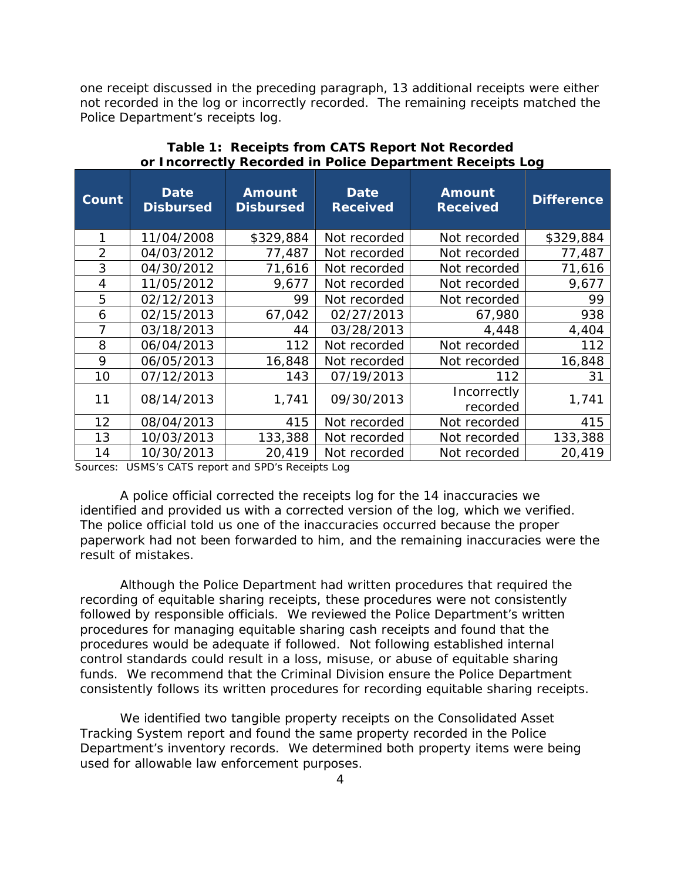one receipt discussed in the preceding paragraph, 13 additional receipts were either not recorded in the log or incorrectly recorded. The remaining receipts matched the Police Department's receipts log.

**Table 1: Receipts from CATS Report Not Recorded or Incorrectly Recorded in Police Department Receipts Log**

| Count | Date Disbursed | Amount Disbursed | Date Received | Amount Received | Difference |
|---|---|---|---|---|---|
| 1 | 11/04/2008 | $329,884 | Not recorded | Not recorded | $329,884 |
| 2 | 04/03/2012 | 77,487 | Not recorded | Not recorded | 77,487 |
| 3 | 04/30/2012 | 71,616 | Not recorded | Not recorded | 71,616 |
| 4 | 11/05/2012 | 9,677 | Not recorded | Not recorded | 9,677 |
| 5 | 02/12/2013 | 99 | Not recorded | Not recorded | 99 |
| 6 | 02/15/2013 | 67,042 | 02/27/2013 | 67,980 | 938 |
| 7 | 03/18/2013 | 44 | 03/28/2013 | 4,448 | 4,404 |
| 8 | 06/04/2013 | 112 | Not recorded | Not recorded | 112 |
| 9 | 06/05/2013 | 16,848 | Not recorded | Not recorded | 16,848 |
| 10 | 07/12/2013 | 143 | 07/19/2013 | 112 | 31 |
| 11 | 08/14/2013 | 1,741 | 09/30/2013 | Incorrectly recorded | 1,741 |
| 12 | 08/04/2013 | 415 | Not recorded | Not recorded | 415 |
| 13 | 10/03/2013 | 133,388 | Not recorded | Not recorded | 133,388 |
| 14 | 10/30/2013 | 20,419 | Not recorded | Not recorded | 20,419 |

Sources: USMS's CATS report and SPD's Receipts Log

A police official corrected the receipts log for the 14 inaccuracies we identified and provided us with a corrected version of the log, which we verified. The police official told us one of the inaccuracies occurred because the proper paperwork had not been forwarded to him, and the remaining inaccuracies were the result of mistakes.

Although the Police Department had written procedures that required the recording of equitable sharing receipts, these procedures were not consistently followed by responsible officials. We reviewed the Police Department's written procedures for managing equitable sharing cash receipts and found that the procedures would be adequate if followed. Not following established internal control standards could result in a loss, misuse, or abuse of equitable sharing funds. We recommend that the Criminal Division ensure the Police Department consistently follows its written procedures for recording equitable sharing receipts.

We identified two tangible property receipts on the Consolidated Asset Tracking System report and found the same property recorded in the Police Department's inventory records. We determined both property items were being used for allowable law enforcement purposes.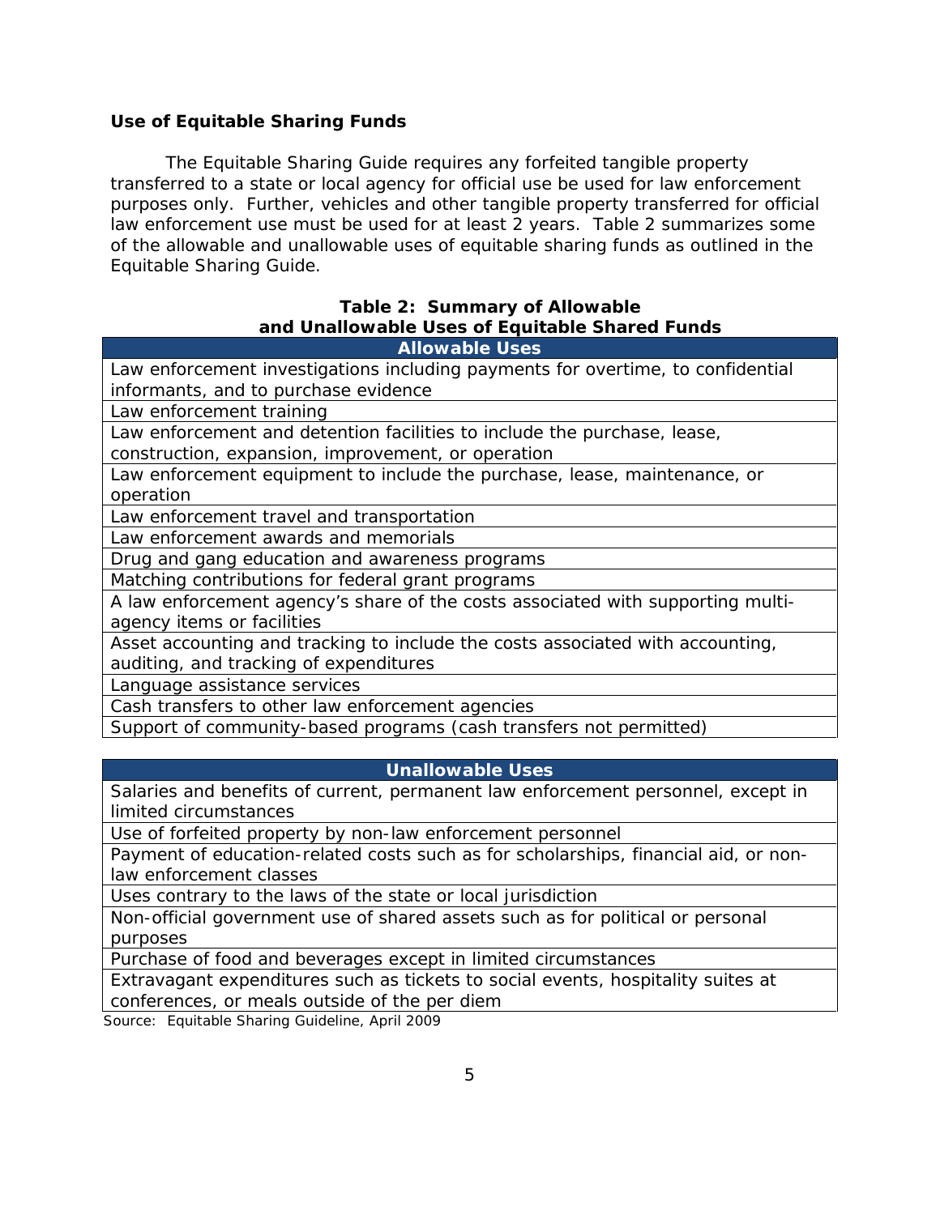### Use of Equitable Sharing Funds

The Equitable Sharing Guide requires any forfeited tangible property transferred to a state or local agency for official use be used for law enforcement purposes only. Further, vehicles and other tangible property transferred for official law enforcement use must be used for at least 2 years. Table 2 summarizes some of the allowable and unallowable uses of equitable sharing funds as outlined in the Equitable Sharing Guide.

**Table 2: Summary of Allowable and Unallowable Uses of Equitable Shared Funds**

| Allowable Uses |
|---|
| Law enforcement investigations including payments for overtime, to confidential informants, and to purchase evidence |
| Law enforcement training |
| Law enforcement and detention facilities to include the purchase, lease, construction, expansion, improvement, or operation |
| Law enforcement equipment to include the purchase, lease, maintenance, or operation |
| Law enforcement travel and transportation |
| Law enforcement awards and memorials |
| Drug and gang education and awareness programs |
| Matching contributions for federal grant programs |
| A law enforcement agency's share of the costs associated with supporting multi-agency items or facilities |
| Asset accounting and tracking to include the costs associated with accounting, auditing, and tracking of expenditures |
| Language assistance services |
| Cash transfers to other law enforcement agencies |
| Support of community-based programs (cash transfers not permitted) |

| Unallowable Uses |
|---|
| Salaries and benefits of current, permanent law enforcement personnel, except in limited circumstances |
| Use of forfeited property by non-law enforcement personnel |
| Payment of education-related costs such as for scholarships, financial aid, or non-law enforcement classes |
| Uses contrary to the laws of the state or local jurisdiction |
| Non-official government use of shared assets such as for political or personal purposes |
| Purchase of food and beverages except in limited circumstances |
| Extravagant expenditures such as tickets to social events, hospitality suites at conferences, or meals outside of the per diem |

Source: Equitable Sharing Guideline, April 2009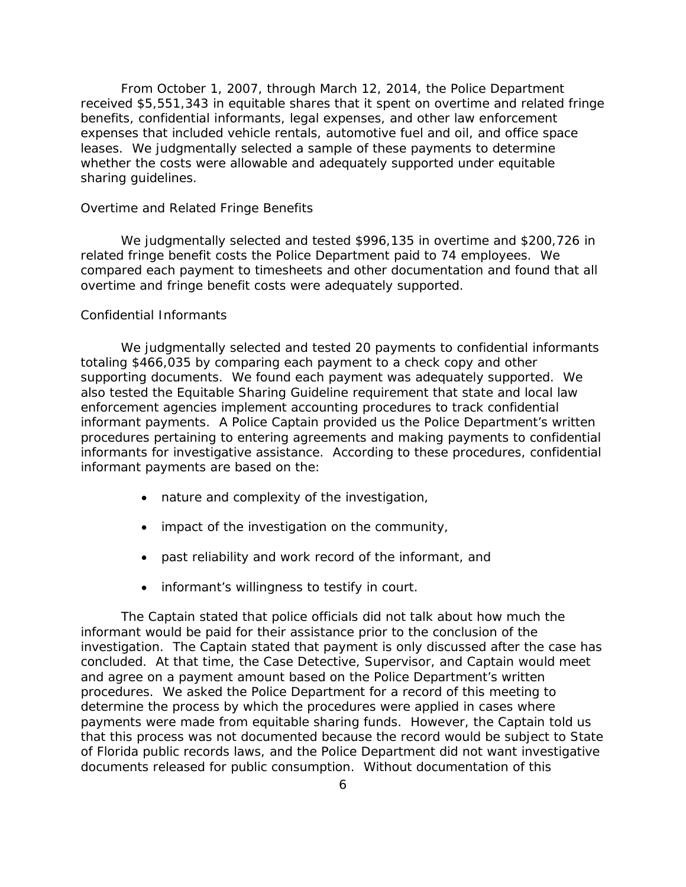From October 1, 2007, through March 12, 2014, the Police Department received $5,551,343 in equitable shares that it spent on overtime and related fringe benefits, confidential informants, legal expenses, and other law enforcement expenses that included vehicle rentals, automotive fuel and oil, and office space leases. We judgmentally selected a sample of these payments to determine whether the costs were allowable and adequately supported under equitable sharing guidelines.

### Overtime and Related Fringe Benefits

We judgmentally selected and tested $996,135 in overtime and $200,726 in related fringe benefit costs the Police Department paid to 74 employees. We compared each payment to timesheets and other documentation and found that all overtime and fringe benefit costs were adequately supported.

### Confidential Informants

We judgmentally selected and tested 20 payments to confidential informants totaling $466,035 by comparing each payment to a check copy and other supporting documents. We found each payment was adequately supported. We also tested the Equitable Sharing Guideline requirement that state and local law enforcement agencies implement accounting procedures to track confidential informant payments. A Police Captain provided us the Police Department's written procedures pertaining to entering agreements and making payments to confidential informants for investigative assistance. According to these procedures, confidential informant payments are based on the:

- nature and complexity of the investigation,
- impact of the investigation on the community,
- past reliability and work record of the informant, and
- informant's willingness to testify in court.

The Captain stated that police officials did not talk about how much the informant would be paid for their assistance prior to the conclusion of the investigation. The Captain stated that payment is only discussed after the case has concluded. At that time, the Case Detective, Supervisor, and Captain would meet and agree on a payment amount based on the Police Department's written procedures. We asked the Police Department for a record of this meeting to determine the process by which the procedures were applied in cases where payments were made from equitable sharing funds. However, the Captain told us that this process was not documented because the record would be subject to State of Florida public records laws, and the Police Department did not want investigative documents released for public consumption. Without documentation of this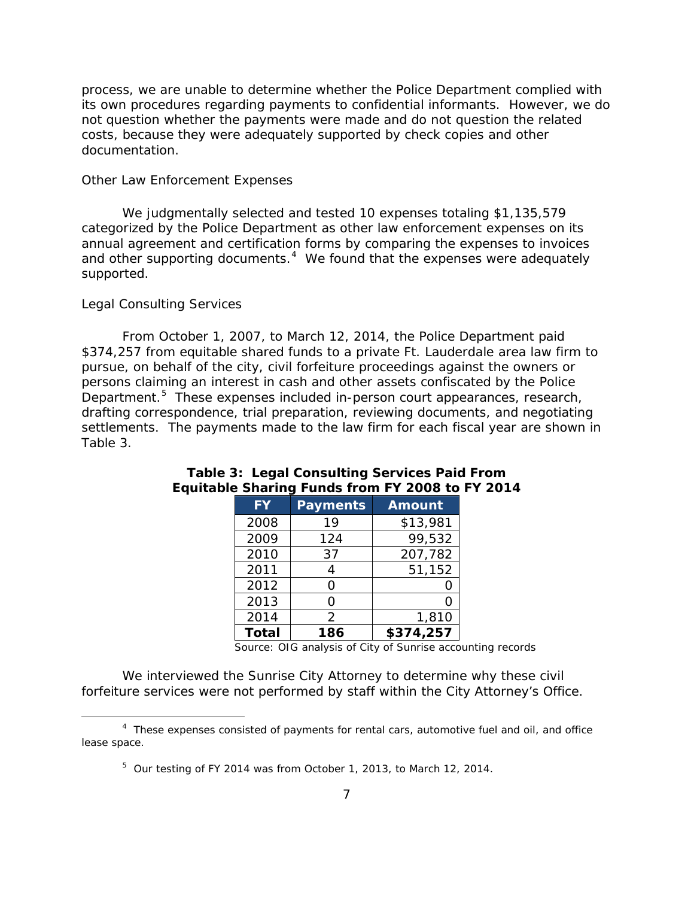process, we are unable to determine whether the Police Department complied with its own procedures regarding payments to confidential informants. However, we do not question whether the payments were made and do not question the related costs, because they were adequately supported by check copies and other documentation.

### Other Law Enforcement Expenses

We judgmentally selected and tested 10 expenses totaling $1,135,579 categorized by the Police Department as other law enforcement expenses on its annual agreement and certification forms by comparing the expenses to invoices and other supporting documents.[4] We found that the expenses were adequately supported.

### Legal Consulting Services

From October 1, 2007, to March 12, 2014, the Police Department paid $374,257 from equitable shared funds to a private Ft. Lauderdale area law firm to pursue, on behalf of the city, civil forfeiture proceedings against the owners or persons claiming an interest in cash and other assets confiscated by the Police Department.[5] These expenses included in-person court appearances, research, drafting correspondence, trial preparation, reviewing documents, and negotiating settlements. The payments made to the law firm for each fiscal year are shown in Table 3.

**Table 3: Legal Consulting Services Paid From Equitable Sharing Funds from FY 2008 to FY 2014**

| FY | Payments | Amount |
|---|---|---|
| 2008 | 19 | $13,981 |
| 2009 | 124 | 99,532 |
| 2010 | 37 | 207,782 |
| 2011 | 4 | 51,152 |
| 2012 | 0 | 0 |
| 2013 | 0 | 0 |
| 2014 | 2 | 1,810 |
| **Total** | **186** | **$374,257** |

Source: OIG analysis of City of Sunrise accounting records

We interviewed the Sunrise City Attorney to determine why these civil forfeiture services were not performed by staff within the City Attorney's Office.

[4] These expenses consisted of payments for rental cars, automotive fuel and oil, and office lease space.

[5] Our testing of FY 2014 was from October 1, 2013, to March 12, 2014.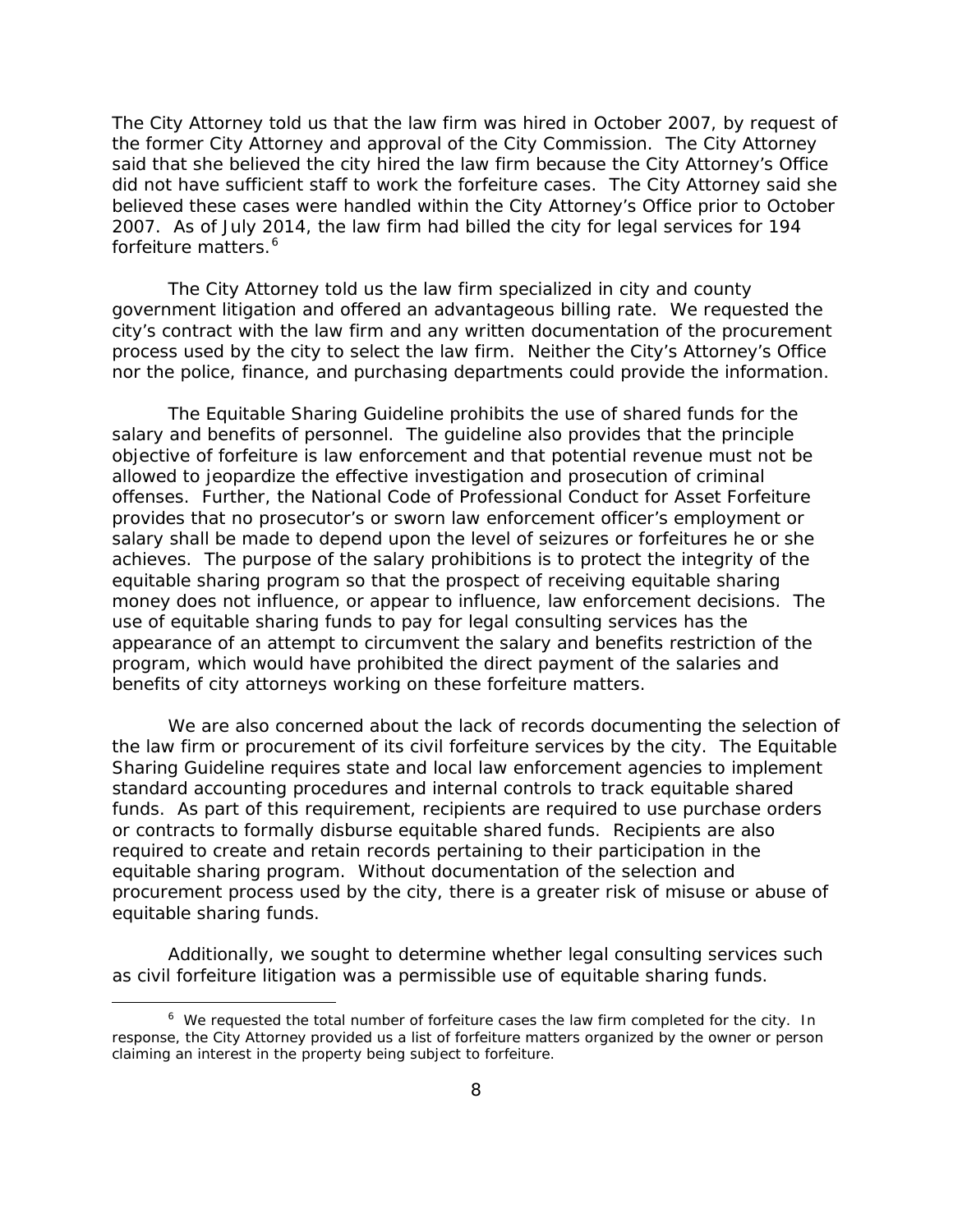The City Attorney told us that the law firm was hired in October 2007, by request of the former City Attorney and approval of the City Commission. The City Attorney said that she believed the city hired the law firm because the City Attorney's Office did not have sufficient staff to work the forfeiture cases. The City Attorney said she believed these cases were handled within the City Attorney's Office prior to October 2007. As of July 2014, the law firm had billed the city for legal services for 194 forfeiture matters.[6]

The City Attorney told us the law firm specialized in city and county government litigation and offered an advantageous billing rate. We requested the city's contract with the law firm and any written documentation of the procurement process used by the city to select the law firm. Neither the City's Attorney's Office nor the police, finance, and purchasing departments could provide the information.

The Equitable Sharing Guideline prohibits the use of shared funds for the salary and benefits of personnel. The guideline also provides that the principle objective of forfeiture is law enforcement and that potential revenue must not be allowed to jeopardize the effective investigation and prosecution of criminal offenses. Further, the National Code of Professional Conduct for Asset Forfeiture provides that no prosecutor's or sworn law enforcement officer's employment or salary shall be made to depend upon the level of seizures or forfeitures he or she achieves. The purpose of the salary prohibitions is to protect the integrity of the equitable sharing program so that the prospect of receiving equitable sharing money does not influence, or appear to influence, law enforcement decisions. The use of equitable sharing funds to pay for legal consulting services has the appearance of an attempt to circumvent the salary and benefits restriction of the program, which would have prohibited the direct payment of the salaries and benefits of city attorneys working on these forfeiture matters.

We are also concerned about the lack of records documenting the selection of the law firm or procurement of its civil forfeiture services by the city. The Equitable Sharing Guideline requires state and local law enforcement agencies to implement standard accounting procedures and internal controls to track equitable shared funds. As part of this requirement, recipients are required to use purchase orders or contracts to formally disburse equitable shared funds. Recipients are also required to create and retain records pertaining to their participation in the equitable sharing program. Without documentation of the selection and procurement process used by the city, there is a greater risk of misuse or abuse of equitable sharing funds.

Additionally, we sought to determine whether legal consulting services such as civil forfeiture litigation was a permissible use of equitable sharing funds.

---

[6] We requested the total number of forfeiture cases the law firm completed for the city. In response, the City Attorney provided us a list of forfeiture matters organized by the owner or person claiming an interest in the property being subject to forfeiture.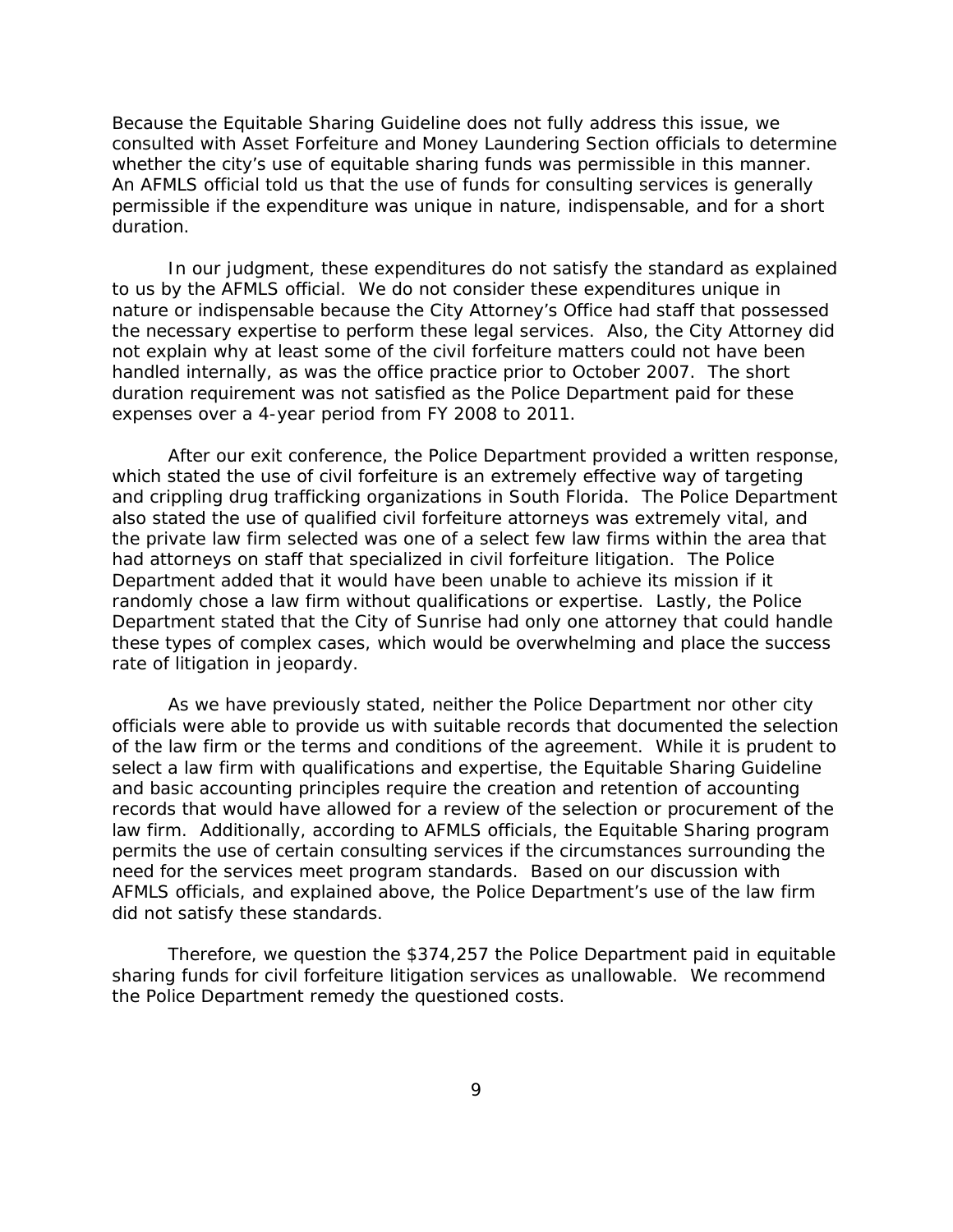Because the Equitable Sharing Guideline does not fully address this issue, we consulted with Asset Forfeiture and Money Laundering Section officials to determine whether the city's use of equitable sharing funds was permissible in this manner. An AFMLS official told us that the use of funds for consulting services is generally permissible if the expenditure was unique in nature, indispensable, and for a short duration.

In our judgment, these expenditures do not satisfy the standard as explained to us by the AFMLS official. We do not consider these expenditures unique in nature or indispensable because the City Attorney's Office had staff that possessed the necessary expertise to perform these legal services. Also, the City Attorney did not explain why at least some of the civil forfeiture matters could not have been handled internally, as was the office practice prior to October 2007. The short duration requirement was not satisfied as the Police Department paid for these expenses over a 4-year period from FY 2008 to 2011.

After our exit conference, the Police Department provided a written response, which stated the use of civil forfeiture is an extremely effective way of targeting and crippling drug trafficking organizations in South Florida. The Police Department also stated the use of qualified civil forfeiture attorneys was extremely vital, and the private law firm selected was one of a select few law firms within the area that had attorneys on staff that specialized in civil forfeiture litigation. The Police Department added that it would have been unable to achieve its mission if it randomly chose a law firm without qualifications or expertise. Lastly, the Police Department stated that the City of Sunrise had only one attorney that could handle these types of complex cases, which would be overwhelming and place the success rate of litigation in jeopardy.

As we have previously stated, neither the Police Department nor other city officials were able to provide us with suitable records that documented the selection of the law firm or the terms and conditions of the agreement. While it is prudent to select a law firm with qualifications and expertise, the Equitable Sharing Guideline and basic accounting principles require the creation and retention of accounting records that would have allowed for a review of the selection or procurement of the law firm. Additionally, according to AFMLS officials, the Equitable Sharing program permits the use of certain consulting services if the circumstances surrounding the need for the services meet program standards. Based on our discussion with AFMLS officials, and explained above, the Police Department's use of the law firm did not satisfy these standards.

Therefore, we question the $374,257 the Police Department paid in equitable sharing funds for civil forfeiture litigation services as unallowable. We recommend the Police Department remedy the questioned costs.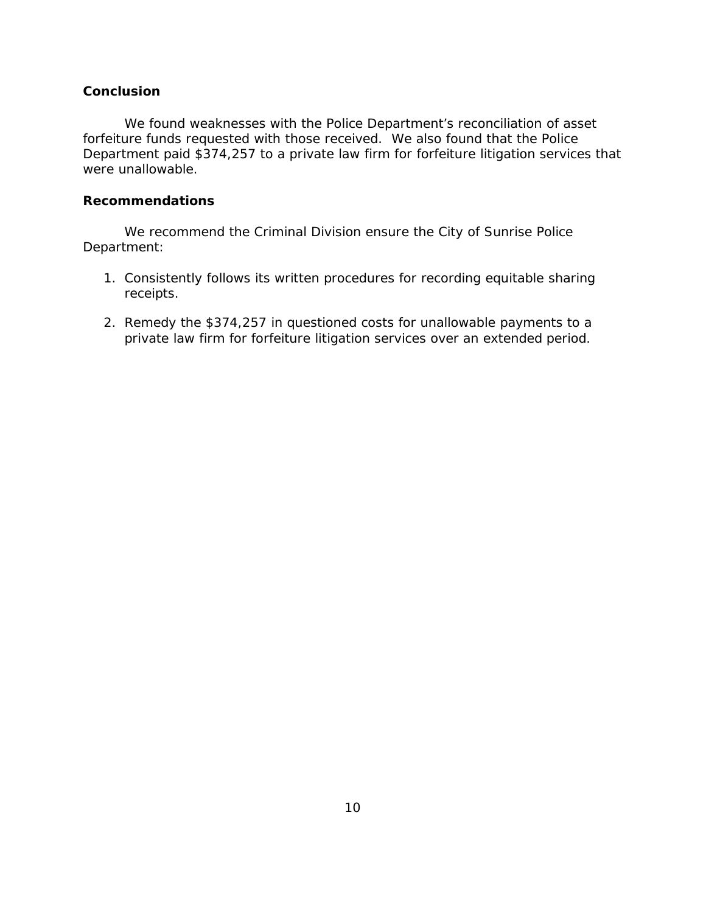## Conclusion

We found weaknesses with the Police Department's reconciliation of asset forfeiture funds requested with those received. We also found that the Police Department paid $374,257 to a private law firm for forfeiture litigation services that were unallowable.

## Recommendations

We recommend the Criminal Division ensure the City of Sunrise Police Department:

1. Consistently follows its written procedures for recording equitable sharing receipts.
2. Remedy the $374,257 in questioned costs for unallowable payments to a private law firm for forfeiture litigation services over an extended period.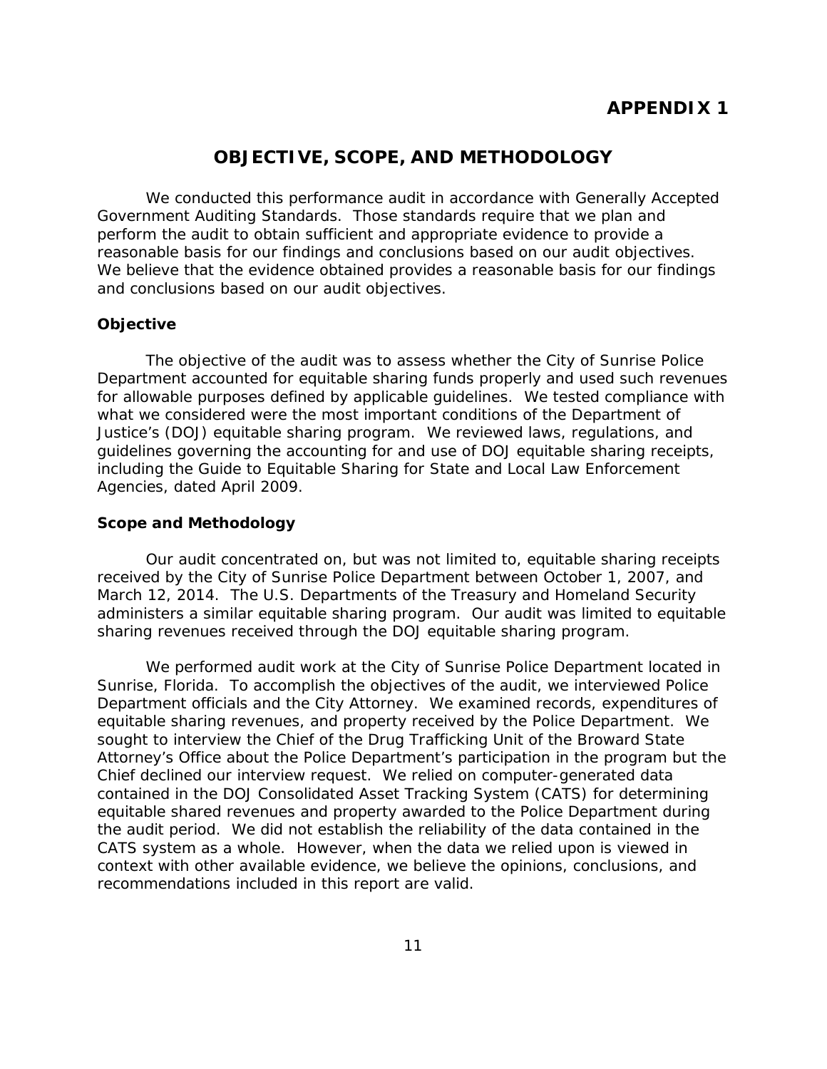# APPENDIX 1

## OBJECTIVE, SCOPE, AND METHODOLOGY

We conducted this performance audit in accordance with Generally Accepted Government Auditing Standards. Those standards require that we plan and perform the audit to obtain sufficient and appropriate evidence to provide a reasonable basis for our findings and conclusions based on our audit objectives. We believe that the evidence obtained provides a reasonable basis for our findings and conclusions based on our audit objectives.

### Objective

The objective of the audit was to assess whether the City of Sunrise Police Department accounted for equitable sharing funds properly and used such revenues for allowable purposes defined by applicable guidelines. We tested compliance with what we considered were the most important conditions of the Department of Justice's (DOJ) equitable sharing program. We reviewed laws, regulations, and guidelines governing the accounting for and use of DOJ equitable sharing receipts, including the Guide to Equitable Sharing for State and Local Law Enforcement Agencies, dated April 2009.

### Scope and Methodology

Our audit concentrated on, but was not limited to, equitable sharing receipts received by the City of Sunrise Police Department between October 1, 2007, and March 12, 2014. The U.S. Departments of the Treasury and Homeland Security administers a similar equitable sharing program. Our audit was limited to equitable sharing revenues received through the DOJ equitable sharing program.

We performed audit work at the City of Sunrise Police Department located in Sunrise, Florida. To accomplish the objectives of the audit, we interviewed Police Department officials and the City Attorney. We examined records, expenditures of equitable sharing revenues, and property received by the Police Department. We sought to interview the Chief of the Drug Trafficking Unit of the Broward State Attorney's Office about the Police Department's participation in the program but the Chief declined our interview request. We relied on computer-generated data contained in the DOJ Consolidated Asset Tracking System (CATS) for determining equitable shared revenues and property awarded to the Police Department during the audit period. We did not establish the reliability of the data contained in the CATS system as a whole. However, when the data we relied upon is viewed in context with other available evidence, we believe the opinions, conclusions, and recommendations included in this report are valid.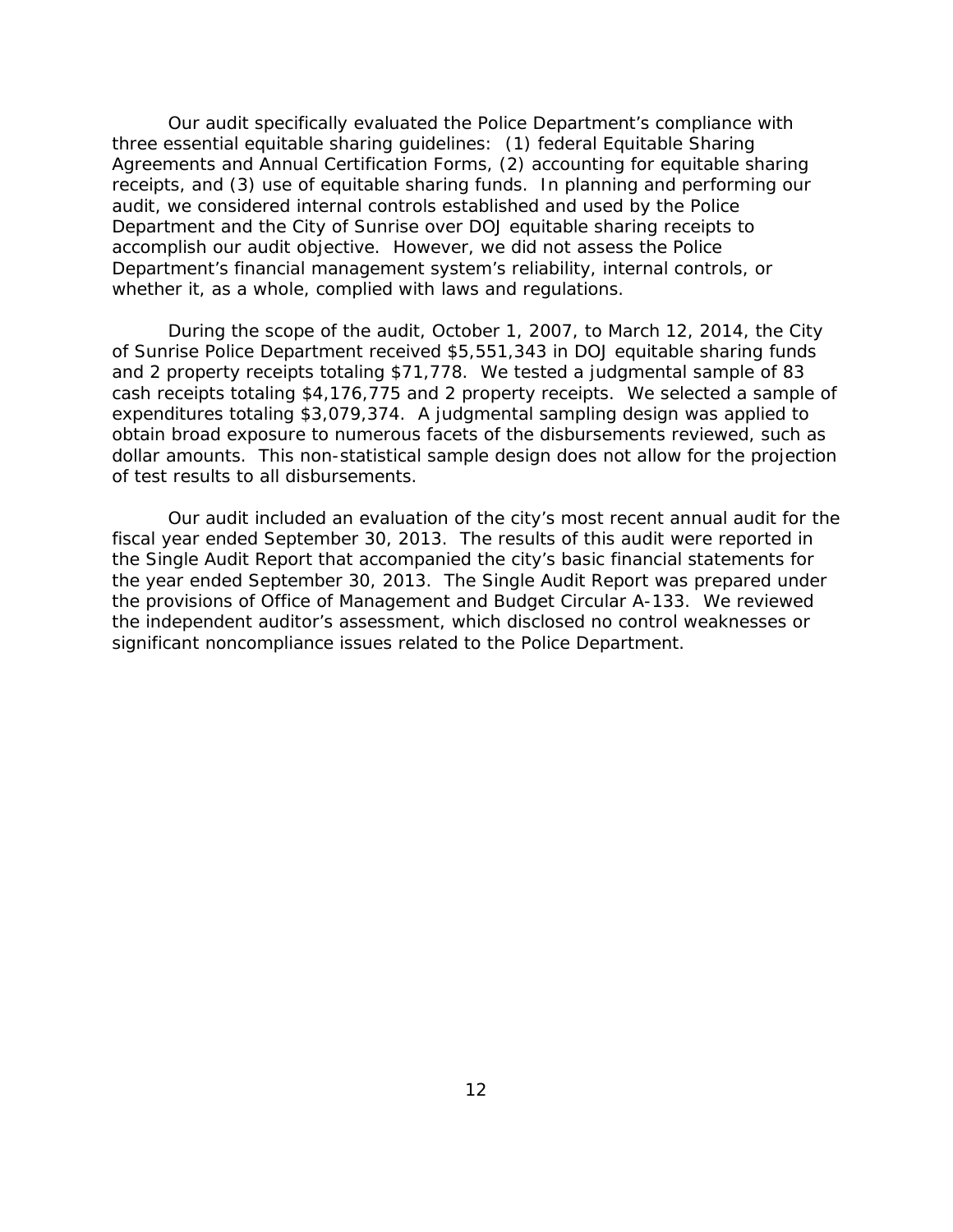Our audit specifically evaluated the Police Department's compliance with three essential equitable sharing guidelines: (1) federal Equitable Sharing Agreements and Annual Certification Forms, (2) accounting for equitable sharing receipts, and (3) use of equitable sharing funds. In planning and performing our audit, we considered internal controls established and used by the Police Department and the City of Sunrise over DOJ equitable sharing receipts to accomplish our audit objective. However, we did not assess the Police Department's financial management system's reliability, internal controls, or whether it, as a whole, complied with laws and regulations.

During the scope of the audit, October 1, 2007, to March 12, 2014, the City of Sunrise Police Department received $5,551,343 in DOJ equitable sharing funds and 2 property receipts totaling $71,778. We tested a judgmental sample of 83 cash receipts totaling $4,176,775 and 2 property receipts. We selected a sample of expenditures totaling $3,079,374. A judgmental sampling design was applied to obtain broad exposure to numerous facets of the disbursements reviewed, such as dollar amounts. This non-statistical sample design does not allow for the projection of test results to all disbursements.

Our audit included an evaluation of the city's most recent annual audit for the fiscal year ended September 30, 2013. The results of this audit were reported in the Single Audit Report that accompanied the city's basic financial statements for the year ended September 30, 2013. The Single Audit Report was prepared under the provisions of Office of Management and Budget Circular A-133. We reviewed the independent auditor's assessment, which disclosed no control weaknesses or significant noncompliance issues related to the Police Department.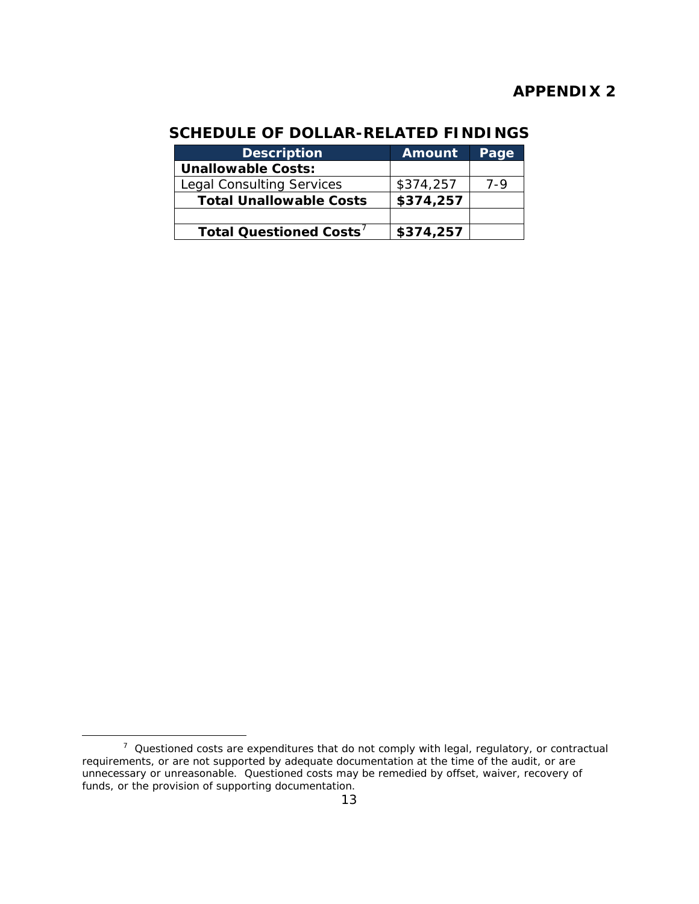# APPENDIX 2

## SCHEDULE OF DOLLAR-RELATED FINDINGS

| Description | Amount | Page |
|---|---|---|
| **Unallowable Costs:** | | |
| Legal Consulting Services | $374,257 | 7-9 |
| **Total Unallowable Costs** | **$374,257** | |
| | | |
| **Total Questioned Costs**[7] | **$374,257** | |

[7] Questioned costs are expenditures that do not comply with legal, regulatory, or contractual requirements, or are not supported by adequate documentation at the time of the audit, or are unnecessary or unreasonable. Questioned costs may be remedied by offset, waiver, recovery of funds, or the provision of supporting documentation.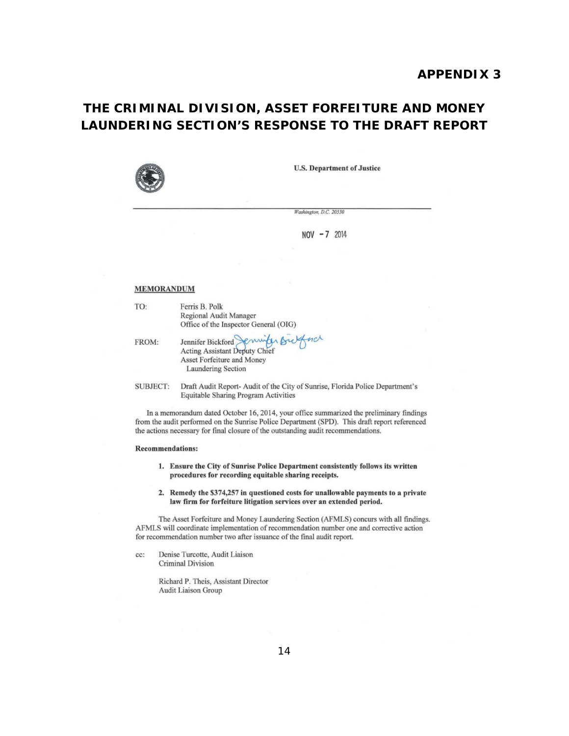# APPENDIX 3

## THE CRIMINAL DIVISION, ASSET FORFEITURE AND MONEY LAUNDERING SECTION'S RESPONSE TO THE DRAFT REPORT

U.S. Department of Justice

*Washington, D.C. 20530*

NOV -7 2014

**MEMORANDUM**

TO: Ferris B. Polk
Regional Audit Manager
Office of the Inspector General (OIG)

FROM: Jennifer Bickford
Acting Assistant Deputy Chief
Asset Forfeiture and Money
Laundering Section

SUBJECT: Draft Audit Report- Audit of the City of Sunrise, Florida Police Department's Equitable Sharing Program Activities

In a memorandum dated October 16, 2014, your office summarized the preliminary findings from the audit performed on the Sunrise Police Department (SPD). This draft report referenced the actions necessary for final closure of the outstanding audit recommendations.

**Recommendations:**

1. **Ensure the City of Sunrise Police Department consistently follows its written procedures for recording equitable sharing receipts.**

2. **Remedy the $374,257 in questioned costs for unallowable payments to a private law firm for forfeiture litigation services over an extended period.**

The Asset Forfeiture and Money Laundering Section (AFMLS) concurs with all findings. AFMLS will coordinate implementation of recommendation number one and corrective action for recommendation number two after issuance of the final audit report.

cc: Denise Turcotte, Audit Liaison
Criminal Division

Richard P. Theis, Assistant Director
Audit Liaison Group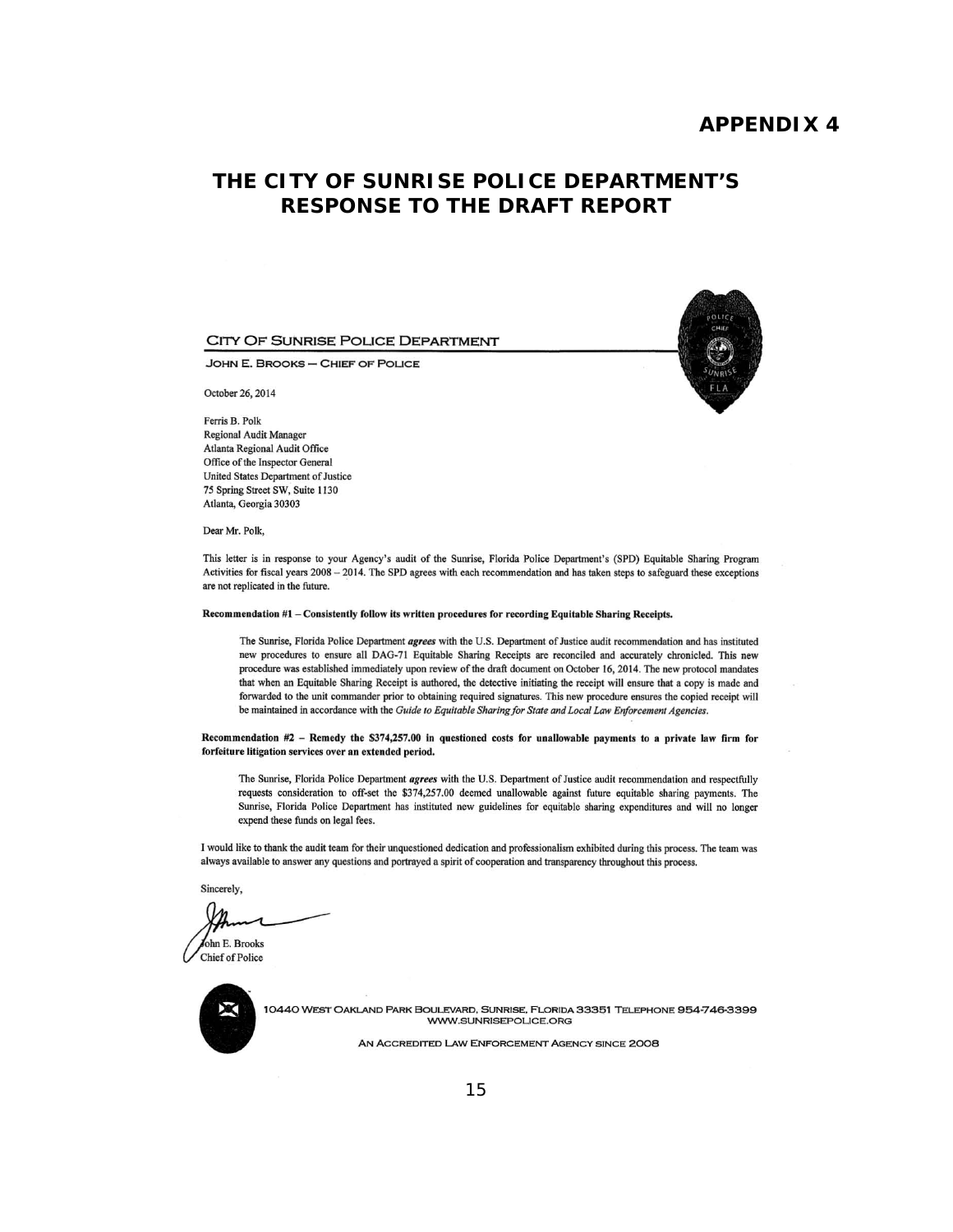# APPENDIX 4

## THE CITY OF SUNRISE POLICE DEPARTMENT'S RESPONSE TO THE DRAFT REPORT

CITY OF SUNRISE POLICE DEPARTMENT

JOHN E. BROOKS – CHIEF OF POLICE

October 26, 2014

Ferris B. Polk
Regional Audit Manager
Atlanta Regional Audit Office
Office of the Inspector General
United States Department of Justice
75 Spring Street SW, Suite 1130
Atlanta, Georgia 30303

Dear Mr. Polk,

This letter is in response to your Agency's audit of the Sunrise, Florida Police Department's (SPD) Equitable Sharing Program Activities for fiscal years 2008 – 2014. The SPD agrees with each recommendation and has taken steps to safeguard these exceptions are not replicated in the future.

**Recommendation #1 – Consistently follow its written procedures for recording Equitable Sharing Receipts.**

The Sunrise, Florida Police Department ***agrees*** with the U.S. Department of Justice audit recommendation and has instituted new procedures to ensure all DAG-71 Equitable Sharing Receipts are reconciled and accurately chronicled. This new procedure was established immediately upon review of the draft document on October 16, 2014. The new protocol mandates that when an Equitable Sharing Receipt is authored, the detective initiating the receipt will ensure that a copy is made and forwarded to the unit commander prior to obtaining required signatures. This new procedure ensures the copied receipt will be maintained in accordance with the *Guide to Equitable Sharing for State and Local Law Enforcement Agencies*.

**Recommendation #2 – Remedy the $374,257.00 in questioned costs for unallowable payments to a private law firm for forfeiture litigation services over an extended period.**

The Sunrise, Florida Police Department ***agrees*** with the U.S. Department of Justice audit recommendation and respectfully requests consideration to off-set the $374,257.00 deemed unallowable against future equitable sharing payments. The Sunrise, Florida Police Department has instituted new guidelines for equitable sharing expenditures and will no longer expend these funds on legal fees.

I would like to thank the audit team for their unquestioned dedication and professionalism exhibited during this process. The team was always available to answer any questions and portrayed a spirit of cooperation and transparency throughout this process.

Sincerely,

John E. Brooks
Chief of Police

10440 WEST OAKLAND PARK BOULEVARD, SUNRISE, FLORIDA 33351 TELEPHONE 954-746-3399
WWW.SUNRISEPOLICE.ORG

AN ACCREDITED LAW ENFORCEMENT AGENCY SINCE 2008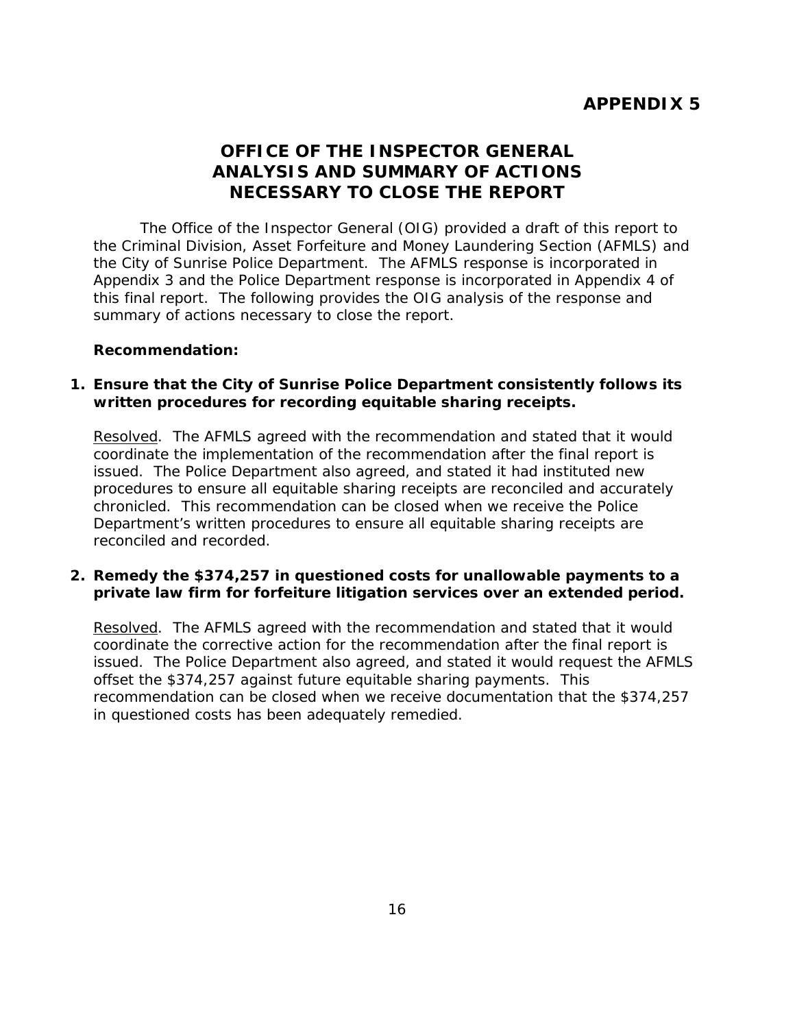# APPENDIX 5

## OFFICE OF THE INSPECTOR GENERAL ANALYSIS AND SUMMARY OF ACTIONS NECESSARY TO CLOSE THE REPORT

The Office of the Inspector General (OIG) provided a draft of this report to the Criminal Division, Asset Forfeiture and Money Laundering Section (AFMLS) and the City of Sunrise Police Department. The AFMLS response is incorporated in Appendix 3 and the Police Department response is incorporated in Appendix 4 of this final report. The following provides the OIG analysis of the response and summary of actions necessary to close the report.

**Recommendation:**

1. **Ensure that the City of Sunrise Police Department consistently follows its written procedures for recording equitable sharing receipts.**

   Resolved. The AFMLS agreed with the recommendation and stated that it would coordinate the implementation of the recommendation after the final report is issued. The Police Department also agreed, and stated it had instituted new procedures to ensure all equitable sharing receipts are reconciled and accurately chronicled. This recommendation can be closed when we receive the Police Department's written procedures to ensure all equitable sharing receipts are reconciled and recorded.

2. **Remedy the $374,257 in questioned costs for unallowable payments to a private law firm for forfeiture litigation services over an extended period.**

   Resolved. The AFMLS agreed with the recommendation and stated that it would coordinate the corrective action for the recommendation after the final report is issued. The Police Department also agreed, and stated it would request the AFMLS offset the $374,257 against future equitable sharing payments. This recommendation can be closed when we receive documentation that the $374,257 in questioned costs has been adequately remedied.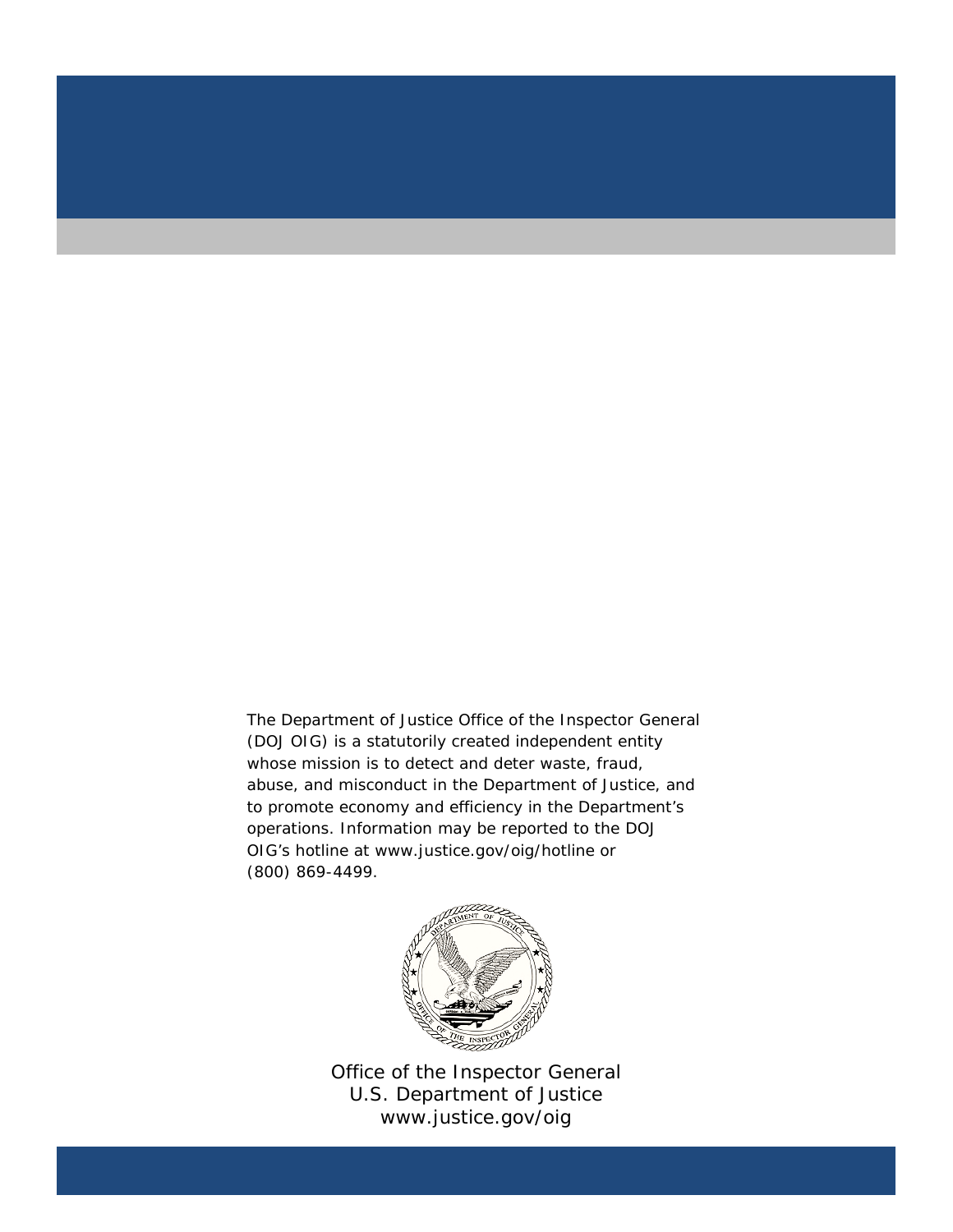The Department of Justice Office of the Inspector General (DOJ OIG) is a statutorily created independent entity whose mission is to detect and deter waste, fraud, abuse, and misconduct in the Department of Justice, and to promote economy and efficiency in the Department's operations. Information may be reported to the DOJ OIG's hotline at www.justice.gov/oig/hotline or (800) 869-4499.

Office of the Inspector General
U.S. Department of Justice
www.justice.gov/oig